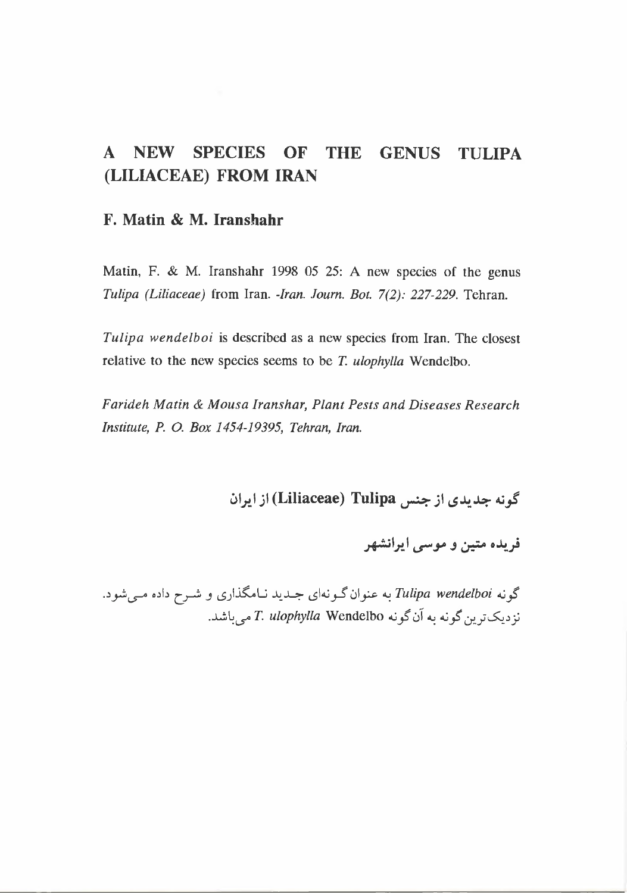# A NEW SPECIES OF THE GENUS TULIPA (LILIACEAE) FROM IRAN

## F. Matin & M. Iranshahr

Matin, F. & M. Iranshahr 1998 05 25: A new species of the genus *Tulipa (Liliaceae)* from Iran. *-Iran. Journ. Bot. 7(2): 227-229*. Tehran.

*Tulipa wendelboi* is described as a new species from Iran. The closest relative to the new species seems to be *T. ulophylla* Wendelbo.

*Farideh Matin & Mousa Iranshar, Plant Pests and Diseases Research Institute, P. O. Box 1454-19395, Tehran, Iran.*

## گونه جدیدی از جنس Tulipa (Liliaceae) از ایران

## فریده متین و موسی ایرانشهر

گونه *Tulipa wendelboi* به عنوان گونه‌ای جدید نامگذاری و شرح داده می‌شود. نزدیک‌ترین گونه به آن گونه *T. ulophylla* Wendelbo می‌باشد.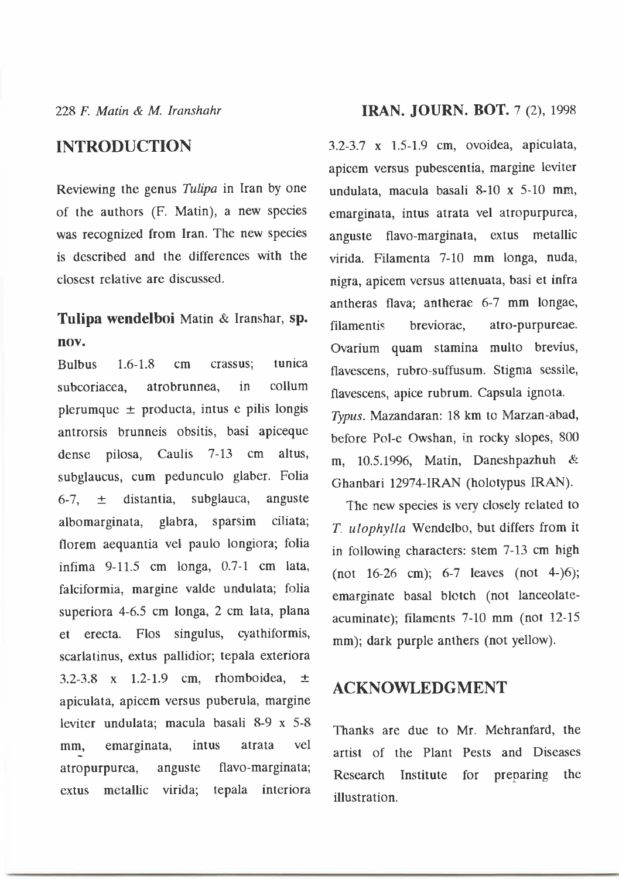## INTRODUCTION

Reviewing the genus *Tulipa* in Iran by one of the authors (F. Matin), a new species was recognized from Iran. The new species is described and the differences with the closest relative are discussed.

### **Tulipa wendelboi** Matin & Iranshar, **sp. nov.**

Bulbus 1.6-1.8 cm crassus; tunica subcoriacea, atrobrunnea, in collum plerumque ± producta, intus e pilis longis antrorsis brunneis obsitis, basi apiceque dense pilosa, Caulis 7-13 cm altus, subglaucus, cum pedunculo glaber. Folia 6-7, ± distantia, subglauca, anguste albomarginata, glabra, sparsim ciliata; florem aequantia vel paulo longiora; folia infima 9-11.5 cm longa, 0.7-1 cm lata, falciformia, margine valde undulata; folia superiora 4-6.5 cm longa, 2 cm lata, plana et erecta. Flos singulus, cyathiformis, scarlatinus, extus pallidior; tepala exteriora 3.2-3.8 x 1.2-1.9 cm, rhomboidea, ± apiculata, apicem versus puberula, margine leviter undulata; macula basali 8-9 x 5-8 mm, emarginata, intus atrata vel atropurpurea, anguste flavo-marginata; extus metallic virida; tepala interiora 3.2-3.7 x 1.5-1.9 cm, ovoidea, apiculata, apicem versus pubescentia, margine leviter undulata, macula basali 8-10 x 5-10 mm, emarginata, intus atrata vel atropurpurea, anguste flavo-marginata, extus metallic virida. Filamenta 7-10 mm longa, nuda, nigra, apicem versus attenuata, basi et infra antheras flava; antherae 6-7 mm longae, filamentis breviorae, atro-purpureae. Ovarium quam stamina multo brevius, flavescens, rubro-suffusum. Stigma sessile, flavescens, apice rubrum. Capsula ignota.

*Typus*. Mazandaran: 18 km to Marzan-abad, before Pol-e Owshan, in rocky slopes, 800 m, 10.5.1996, Matin, Daneshpazhuh & Ghanbari 12974-IRAN (holotypus IRAN).

The new species is very closely related to *T. ulophylla* Wendelbo, but differs from it in following characters: stem 7-13 cm high (not 16-26 cm); 6-7 leaves (not 4-)6); emarginate basal blotch (not lanceolate-acuminate); filaments 7-10 mm (not 12-15 mm); dark purple anthers (not yellow).

## ACKNOWLEDGMENT

Thanks are due to Mr. Mehranfard, the artist of the Plant Pests and Diseases Research Institute for preparing the illustration.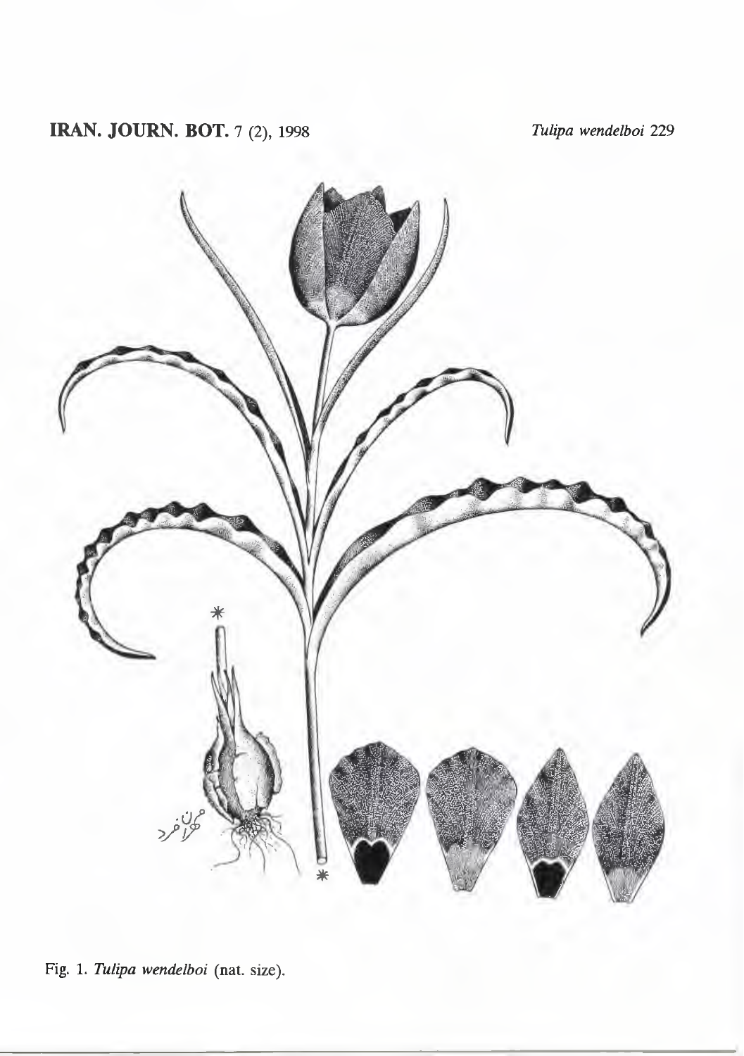Fig. 1. *Tulipa wendelboi* (nat. size).